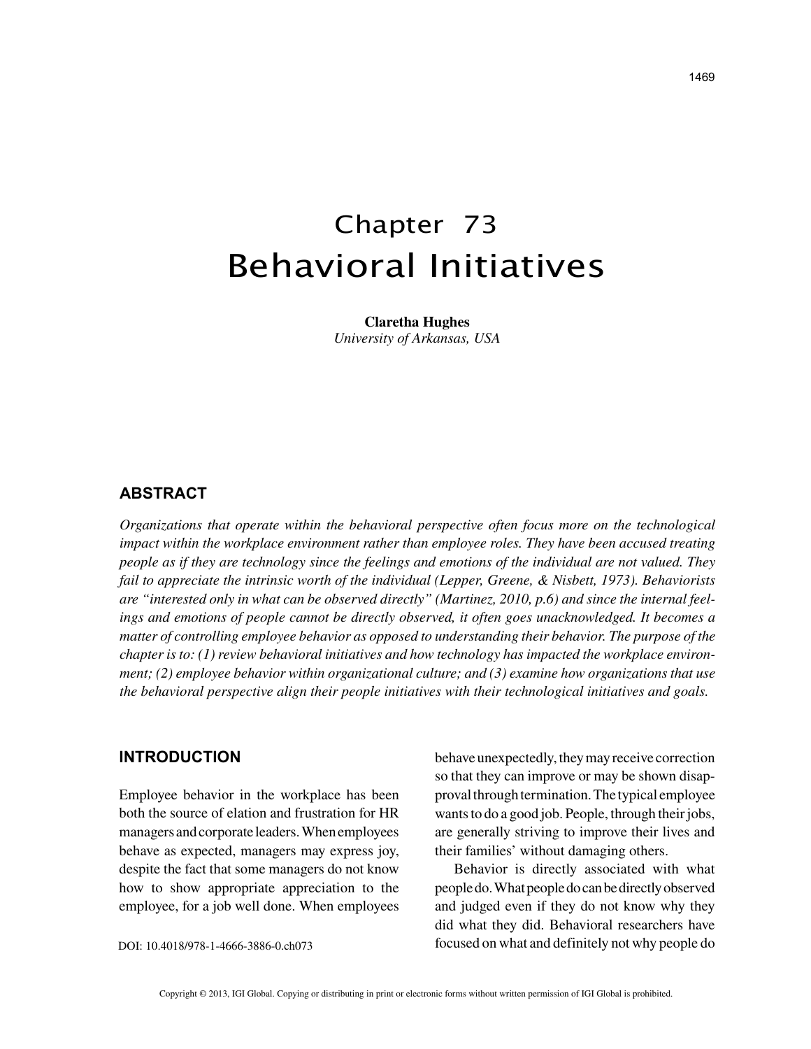# Chapter 73
# Behavioral Initiatives

**Claretha Hughes**
*University of Arkansas, USA*

## ABSTRACT

*Organizations that operate within the behavioral perspective often focus more on the technological impact within the workplace environment rather than employee roles. They have been accused treating people as if they are technology since the feelings and emotions of the individual are not valued. They fail to appreciate the intrinsic worth of the individual (Lepper, Greene, & Nisbett, 1973). Behaviorists are "interested only in what can be observed directly" (Martinez, 2010, p.6) and since the internal feelings and emotions of people cannot be directly observed, it often goes unacknowledged. It becomes a matter of controlling employee behavior as opposed to understanding their behavior. The purpose of the chapter is to: (1) review behavioral initiatives and how technology has impacted the workplace environment; (2) employee behavior within organizational culture; and (3) examine how organizations that use the behavioral perspective align their people initiatives with their technological initiatives and goals.*

## INTRODUCTION

Employee behavior in the workplace has been both the source of elation and frustration for HR managers and corporate leaders. When employees behave as expected, managers may express joy, despite the fact that some managers do not know how to show appropriate appreciation to the employee, for a job well done. When employees behave unexpectedly, they may receive correction so that they can improve or may be shown disapproval through termination. The typical employee wants to do a good job. People, through their jobs, are generally striving to improve their lives and their families' without damaging others.

Behavior is directly associated with what people do. What people do can be directly observed and judged even if they do not know why they did what they did. Behavioral researchers have focused on what and definitely not why people do

DOI: 10.4018/978-1-4666-3886-0.ch073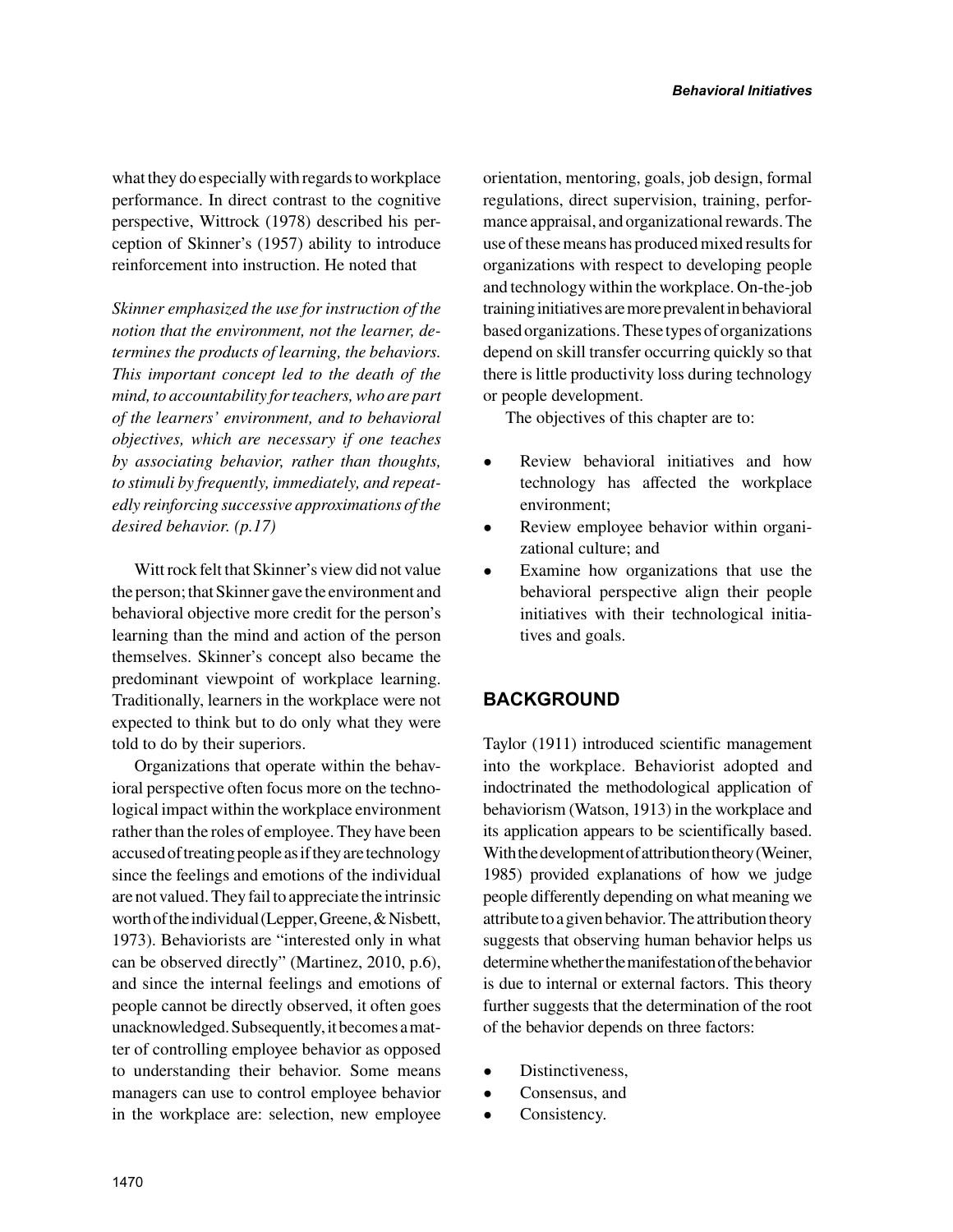what they do especially with regards to workplace performance. In direct contrast to the cognitive perspective, Wittrock (1978) described his perception of Skinner's (1957) ability to introduce reinforcement into instruction. He noted that

*Skinner emphasized the use for instruction of the notion that the environment, not the learner, determines the products of learning, the behaviors. This important concept led to the death of the mind, to accountability for teachers, who are part of the learners' environment, and to behavioral objectives, which are necessary if one teaches by associating behavior, rather than thoughts, to stimuli by frequently, immediately, and repeatedly reinforcing successive approximations of the desired behavior. (p.17)*

Witt rock felt that Skinner's view did not value the person; that Skinner gave the environment and behavioral objective more credit for the person's learning than the mind and action of the person themselves. Skinner's concept also became the predominant viewpoint of workplace learning. Traditionally, learners in the workplace were not expected to think but to do only what they were told to do by their superiors.

Organizations that operate within the behavioral perspective often focus more on the technological impact within the workplace environment rather than the roles of employee. They have been accused of treating people as if they are technology since the feelings and emotions of the individual are not valued. They fail to appreciate the intrinsic worth of the individual (Lepper, Greene, & Nisbett, 1973). Behaviorists are "interested only in what can be observed directly" (Martinez, 2010, p.6), and since the internal feelings and emotions of people cannot be directly observed, it often goes unacknowledged. Subsequently, it becomes a matter of controlling employee behavior as opposed to understanding their behavior. Some means managers can use to control employee behavior in the workplace are: selection, new employee orientation, mentoring, goals, job design, formal regulations, direct supervision, training, performance appraisal, and organizational rewards. The use of these means has produced mixed results for organizations with respect to developing people and technology within the workplace. On-the-job training initiatives are more prevalent in behavioral based organizations. These types of organizations depend on skill transfer occurring quickly so that there is little productivity loss during technology or people development.

The objectives of this chapter are to:

- Review behavioral initiatives and how technology has affected the workplace environment;
- Review employee behavior within organizational culture; and
- Examine how organizations that use the behavioral perspective align their people initiatives with their technological initiatives and goals.

## BACKGROUND

Taylor (1911) introduced scientific management into the workplace. Behaviorist adopted and indoctrinated the methodological application of behaviorism (Watson, 1913) in the workplace and its application appears to be scientifically based. With the development of attribution theory (Weiner, 1985) provided explanations of how we judge people differently depending on what meaning we attribute to a given behavior. The attribution theory suggests that observing human behavior helps us determine whether the manifestation of the behavior is due to internal or external factors. This theory further suggests that the determination of the root of the behavior depends on three factors:

- Distinctiveness,
- Consensus, and
- Consistency.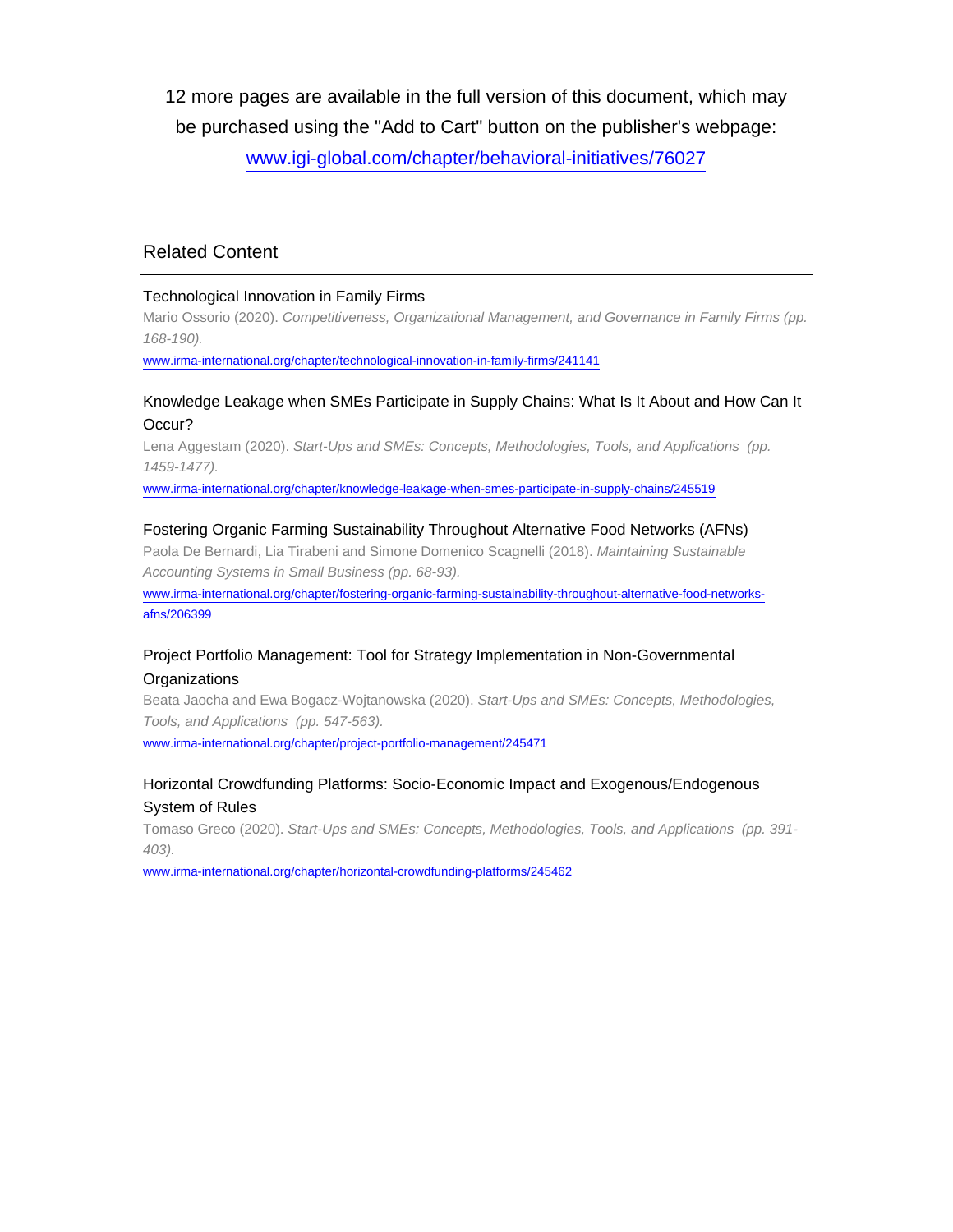12 more pages are available in the full version of this document, which may be purchased using the "Add to Cart" button on the publisher's webpage: [www.igi-global.com/chapter/behavioral-initiatives/76027](www.igi-global.com/chapter/behavioral-initiatives/76027)

## Related Content

Technological Innovation in Family Firms
Mario Ossorio (2020). *Competitiveness, Organizational Management, and Governance in Family Firms (pp. 168-190).*
[www.irma-international.org/chapter/technological-innovation-in-family-firms/241141](www.irma-international.org/chapter/technological-innovation-in-family-firms/241141)

Knowledge Leakage when SMEs Participate in Supply Chains: What Is It About and How Can It Occur?
Lena Aggestam (2020). *Start-Ups and SMEs: Concepts, Methodologies, Tools, and Applications (pp. 1459-1477).*
[www.irma-international.org/chapter/knowledge-leakage-when-smes-participate-in-supply-chains/245519](www.irma-international.org/chapter/knowledge-leakage-when-smes-participate-in-supply-chains/245519)

Fostering Organic Farming Sustainability Throughout Alternative Food Networks (AFNs)
Paola De Bernardi, Lia Tirabeni and Simone Domenico Scagnelli (2018). *Maintaining Sustainable Accounting Systems in Small Business (pp. 68-93).*
[www.irma-international.org/chapter/fostering-organic-farming-sustainability-throughout-alternative-food-networks-afns/206399](www.irma-international.org/chapter/fostering-organic-farming-sustainability-throughout-alternative-food-networks-afns/206399)

Project Portfolio Management: Tool for Strategy Implementation in Non-Governmental Organizations
Beata Jaocha and Ewa Bogacz-Wojtanowska (2020). *Start-Ups and SMEs: Concepts, Methodologies, Tools, and Applications (pp. 547-563).*
[www.irma-international.org/chapter/project-portfolio-management/245471](www.irma-international.org/chapter/project-portfolio-management/245471)

Horizontal Crowdfunding Platforms: Socio-Economic Impact and Exogenous/Endogenous System of Rules
Tomaso Greco (2020). *Start-Ups and SMEs: Concepts, Methodologies, Tools, and Applications (pp. 391-403).*
[www.irma-international.org/chapter/horizontal-crowdfunding-platforms/245462](www.irma-international.org/chapter/horizontal-crowdfunding-platforms/245462)